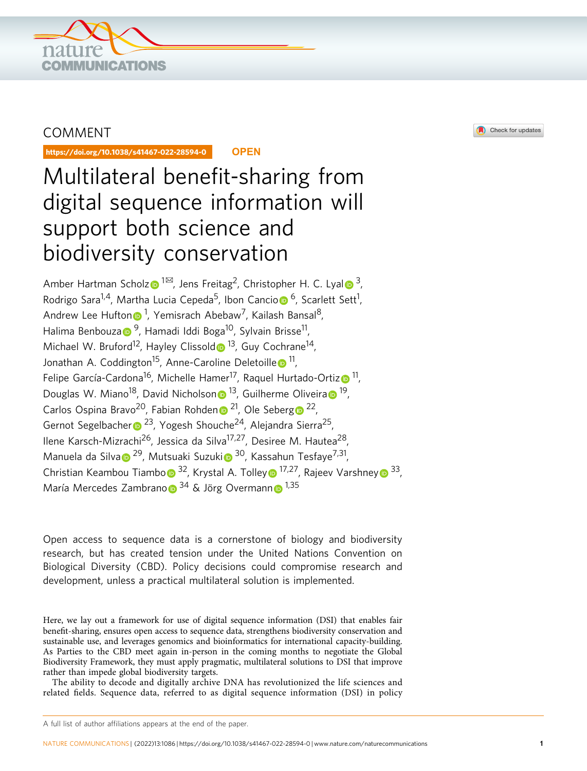COMMENT

https://doi.org/10.1038/s41467-022-28594-0 OPEN

# Multilateral benefit-sharing from digital sequence information will support both science and biodiversity conservation

Amber Hartman Scholz[1✉], Jens Freitag[2], Christopher H. C. Lyal[3], Rodrigo Sara[1,4], Martha Lucia Cepeda[5], Ibon Cancio[6], Scarlett Sett[1], Andrew Lee Hufton[1], Yemisrach Abebaw[7], Kailash Bansal[8], Halima Benbouza[9], Hamadi Iddi Boga[10], Sylvain Brisse[11], Michael W. Bruford[12], Hayley Clissold[13], Guy Cochrane[14], Jonathan A. Coddington[15], Anne-Caroline Deletoille[11], Felipe García-Cardona[16], Michelle Hamer[17], Raquel Hurtado-Ortiz[11], Douglas W. Miano[18], David Nicholson[13], Guilherme Oliveira[19], Carlos Ospina Bravo[20], Fabian Rohden[21], Ole Seberg[22], Gernot Segelbacher[23], Yogesh Shouche[24], Alejandra Sierra[25], Ilene Karsch-Mizrachi[26], Jessica da Silva[17,27], Desiree M. Hautea[28], Manuela da Silva[29], Mutsuaki Suzuki[30], Kassahun Tesfaye[7,31], Christian Keambou Tiambo[32], Krystal A. Tolley[17,27], Rajeev Varshney[33], María Mercedes Zambrano[34] & Jörg Overmann[1,35]

Open access to sequence data is a cornerstone of biology and biodiversity research, but has created tension under the United Nations Convention on Biological Diversity (CBD). Policy decisions could compromise research and development, unless a practical multilateral solution is implemented.

Here, we lay out a framework for use of digital sequence information (DSI) that enables fair benefit-sharing, ensures open access to sequence data, strengthens biodiversity conservation and sustainable use, and leverages genomics and bioinformatics for international capacity-building. As Parties to the CBD meet again in-person in the coming months to negotiate the Global Biodiversity Framework, they must apply pragmatic, multilateral solutions to DSI that improve rather than impede global biodiversity targets.

The ability to decode and digitally archive DNA has revolutionized the life sciences and related fields. Sequence data, referred to as digital sequence information (DSI) in policy

A full list of author affiliations appears at the end of the paper.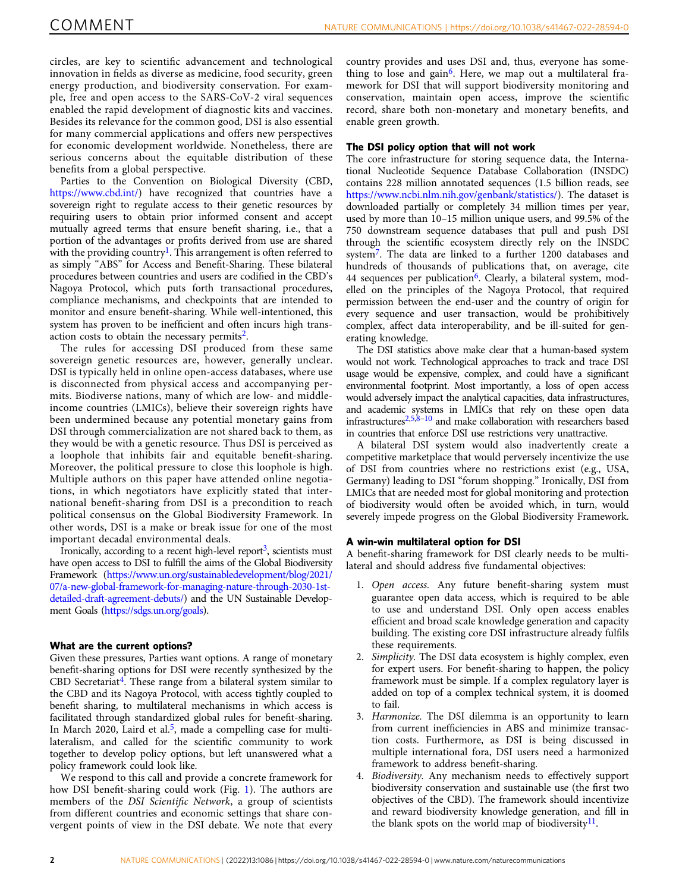circles, are key to scientific advancement and technological innovation in fields as diverse as medicine, food security, green energy production, and biodiversity conservation. For example, free and open access to the SARS-CoV-2 viral sequences enabled the rapid development of diagnostic kits and vaccines. Besides its relevance for the common good, DSI is also essential for many commercial applications and offers new perspectives for economic development worldwide. Nonetheless, there are serious concerns about the equitable distribution of these benefits from a global perspective.

Parties to the Convention on Biological Diversity (CBD, https://www.cbd.int/) have recognized that countries have a sovereign right to regulate access to their genetic resources by requiring users to obtain prior informed consent and accept mutually agreed terms that ensure benefit sharing, i.e., that a portion of the advantages or profits derived from use are shared with the providing country[1]. This arrangement is often referred to as simply "ABS" for Access and Benefit-Sharing. These bilateral procedures between countries and users are codified in the CBD's Nagoya Protocol, which puts forth transactional procedures, compliance mechanisms, and checkpoints that are intended to monitor and ensure benefit-sharing. While well-intentioned, this system has proven to be inefficient and often incurs high transaction costs to obtain the necessary permits[2].

The rules for accessing DSI produced from these same sovereign genetic resources are, however, generally unclear. DSI is typically held in online open-access databases, where use is disconnected from physical access and accompanying permits. Biodiverse nations, many of which are low- and middle-income countries (LMICs), believe their sovereign rights have been undermined because any potential monetary gains from DSI through commercialization are not shared back to them, as they would be with a genetic resource. Thus DSI is perceived as a loophole that inhibits fair and equitable benefit-sharing. Moreover, the political pressure to close this loophole is high. Multiple authors on this paper have attended online negotiations, in which negotiators have explicitly stated that international benefit-sharing from DSI is a precondition to reach political consensus on the Global Biodiversity Framework. In other words, DSI is a make or break issue for one of the most important decadal environmental deals.

Ironically, according to a recent high-level report[3], scientists must have open access to DSI to fulfill the aims of the Global Biodiversity Framework (https://www.un.org/sustainabledevelopment/blog/2021/07/a-new-global-framework-for-managing-nature-through-2030-1st-detailed-draft-agreement-debuts/) and the UN Sustainable Development Goals (https://sdgs.un.org/goals).

### What are the current options?

Given these pressures, Parties want options. A range of monetary benefit-sharing options for DSI were recently synthesized by the CBD Secretariat[4]. These range from a bilateral system similar to the CBD and its Nagoya Protocol, with access tightly coupled to benefit sharing, to multilateral mechanisms in which access is facilitated through standardized global rules for benefit-sharing. In March 2020, Laird et al.[5], made a compelling case for multilateralism, and called for the scientific community to work together to develop policy options, but left unanswered what a policy framework could look like.

We respond to this call and provide a concrete framework for how DSI benefit-sharing could work (Fig. 1). The authors are members of the *DSI Scientific Network*, a group of scientists from different countries and economic settings that share convergent points of view in the DSI debate. We note that every country provides and uses DSI and, thus, everyone has something to lose and gain[6]. Here, we map out a multilateral framework for DSI that will support biodiversity monitoring and conservation, maintain open access, improve the scientific record, share both non-monetary and monetary benefits, and enable green growth.

### The DSI policy option that will not work

The core infrastructure for storing sequence data, the International Nucleotide Sequence Database Collaboration (INSDC) contains 228 million annotated sequences (1.5 billion reads, see https://www.ncbi.nlm.nih.gov/genbank/statistics/). The dataset is downloaded partially or completely 34 million times per year, used by more than 10–15 million unique users, and 99.5% of the 750 downstream sequence databases that pull and push DSI through the scientific ecosystem directly rely on the INSDC system[7]. The data are linked to a further 1200 databases and hundreds of thousands of publications that, on average, cite 44 sequences per publication[6]. Clearly, a bilateral system, modelled on the principles of the Nagoya Protocol, that required permission between the end-user and the country of origin for every sequence and user transaction, would be prohibitively complex, affect data interoperability, and be ill-suited for generating knowledge.

The DSI statistics above make clear that a human-based system would not work. Technological approaches to track and trace DSI usage would be expensive, complex, and could have a significant environmental footprint. Most importantly, a loss of open access would adversely impact the analytical capacities, data infrastructures, and academic systems in LMICs that rely on these open data infrastructures[2,5,8–10] and make collaboration with researchers based in countries that enforce DSI use restrictions very unattractive.

A bilateral DSI system would also inadvertently create a competitive marketplace that would perversely incentivize the use of DSI from countries where no restrictions exist (e.g., USA, Germany) leading to DSI "forum shopping." Ironically, DSI from LMICs that are needed most for global monitoring and protection of biodiversity would often be avoided which, in turn, would severely impede progress on the Global Biodiversity Framework.

### A win-win multilateral option for DSI

A benefit-sharing framework for DSI clearly needs to be multilateral and should address five fundamental objectives:

1. *Open access.* Any future benefit-sharing system must guarantee open data access, which is required to be able to use and understand DSI. Only open access enables efficient and broad scale knowledge generation and capacity building. The existing core DSI infrastructure already fulfils these requirements.
2. *Simplicity.* The DSI data ecosystem is highly complex, even for expert users. For benefit-sharing to happen, the policy framework must be simple. If a complex regulatory layer is added on top of a complex technical system, it is doomed to fail.
3. *Harmonize.* The DSI dilemma is an opportunity to learn from current inefficiencies in ABS and minimize transaction costs. Furthermore, as DSI is being discussed in multiple international fora, DSI users need a harmonized framework to address benefit-sharing.
4. *Biodiversity.* Any mechanism needs to effectively support biodiversity conservation and sustainable use (the first two objectives of the CBD). The framework should incentivize and reward biodiversity knowledge generation, and fill in the blank spots on the world map of biodiversity[11].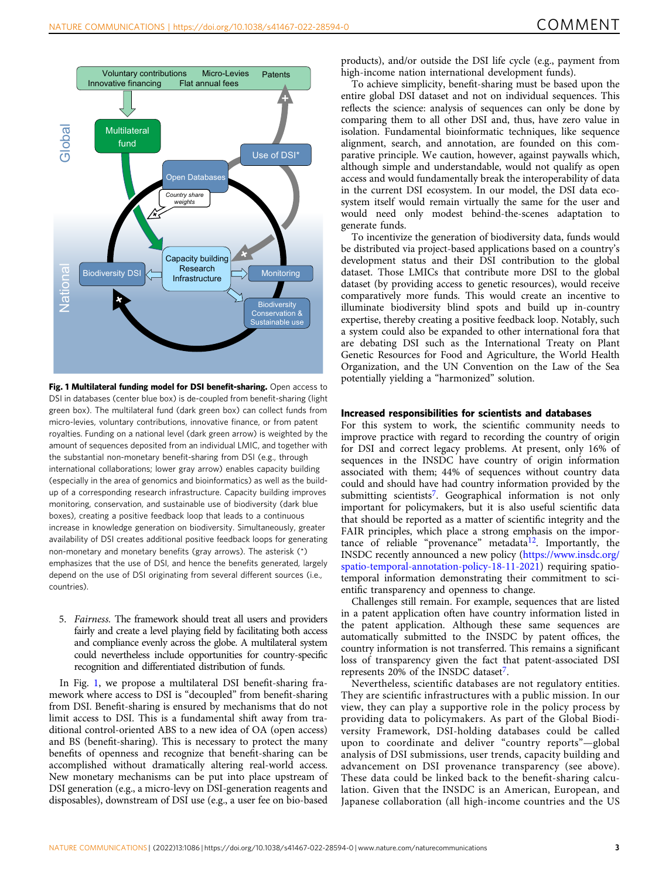**Fig. 1 Multilateral funding model for DSI benefit-sharing.** Open access to DSI in databases (center blue box) is de-coupled from benefit-sharing (light green box). The multilateral fund (dark green box) can collect funds from micro-levies, voluntary contributions, innovative finance, or from patent royalties. Funding on a national level (dark green arrow) is weighted by the amount of sequences deposited from an individual LMIC, and together with the substantial non-monetary benefit-sharing from DSI (e.g., through international collaborations; lower gray arrow) enables capacity building (especially in the area of genomics and bioinformatics) as well as the build-up of a corresponding research infrastructure. Capacity building improves monitoring, conservation, and sustainable use of biodiversity (dark blue boxes), creating a positive feedback loop that leads to a continuous increase in knowledge generation on biodiversity. Simultaneously, greater availability of DSI creates additional positive feedback loops for generating non-monetary and monetary benefits (gray arrows). The asterisk (*) emphasizes that the use of DSI, and hence the benefits generated, largely depend on the use of DSI originating from several different sources (i.e., countries).

5. *Fairness.* The framework should treat all users and providers fairly and create a level playing field by facilitating both access and compliance evenly across the globe. A multilateral system could nevertheless include opportunities for country-specific recognition and differentiated distribution of funds.

In Fig. 1, we propose a multilateral DSI benefit-sharing framework where access to DSI is "decoupled" from benefit-sharing. Benefit-sharing is ensured by mechanisms that do not limit access to DSI. This is a fundamental shift away from traditional control-oriented ABS to a new idea of OA (open access) and BS (benefit-sharing). This is necessary to protect the many benefits of openness and recognize that benefit-sharing can be accomplished without dramatically altering real-world access. New monetary mechanisms can be put into place upstream of DSI generation (e.g., a micro-levy on DSI-generation reagents and disposables), downstream of DSI use (e.g., a user fee on bio-based products), and/or outside the DSI life cycle (e.g., payment from high-income nation international development funds).

To achieve simplicity, benefit-sharing must be based upon the entire global DSI dataset and not on individual sequences. This reflects the science: analysis of sequences can only be done by comparing them to all other DSI and, thus, have zero value in isolation. Fundamental bioinformatic techniques, like sequence alignment, search, and annotation, are founded on this comparative principle. We caution, however, against paywalls which, although simple and understandable, would not qualify as open access and would fundamentally break the interoperability of data in the current DSI ecosystem. In our model, the DSI data ecosystem itself would remain virtually the same for the user and would need only modest behind-the-scenes adaptation to generate funds.

To incentivize the generation of biodiversity data, funds would be distributed via project-based applications based on a country's development status and their DSI contribution to the global dataset. Those LMICs that contribute more DSI to the global dataset (by providing access to genetic resources), would receive comparatively more funds. This would create an incentive to illuminate biodiversity blind spots and build up in-country expertise, thereby creating a positive feedback loop. Notably, such a system could also be expanded to other international fora that are debating DSI such as the International Treaty on Plant Genetic Resources for Food and Agriculture, the World Health Organization, and the UN Convention on the Law of the Sea potentially yielding a "harmonized" solution.

### Increased responsibilities for scientists and databases

For this system to work, the scientific community needs to improve practice with regard to recording the country of origin for DSI and correct legacy problems. At present, only 16% of sequences in the INSDC have country of origin information associated with them; 44% of sequences without country data could and should have had country information provided by the submitting scientists[7]. Geographical information is not only important for policymakers, but it is also useful scientific data that should be reported as a matter of scientific integrity and the FAIR principles, which place a strong emphasis on the importance of reliable "provenance" metadata[12]. Importantly, the INSDC recently announced a new policy (https://www.insdc.org/spatio-temporal-annotation-policy-18-11-2021) requiring spatio-temporal information demonstrating their commitment to scientific transparency and openness to change.

Challenges still remain. For example, sequences that are listed in a patent application often have country information listed in the patent application. Although these same sequences are automatically submitted to the INSDC by patent offices, the country information is not transferred. This remains a significant loss of transparency given the fact that patent-associated DSI represents 20% of the INSDC dataset[7].

Nevertheless, scientific databases are not regulatory entities. They are scientific infrastructures with a public mission. In our view, they can play a supportive role in the policy process by providing data to policymakers. As part of the Global Biodiversity Framework, DSI-holding databases could be called upon to coordinate and deliver "country reports"—global analysis of DSI submissions, user trends, capacity building and advancement on DSI provenance transparency (see above). These data could be linked back to the benefit-sharing calculation. Given that the INSDC is an American, European, and Japanese collaboration (all high-income countries and the US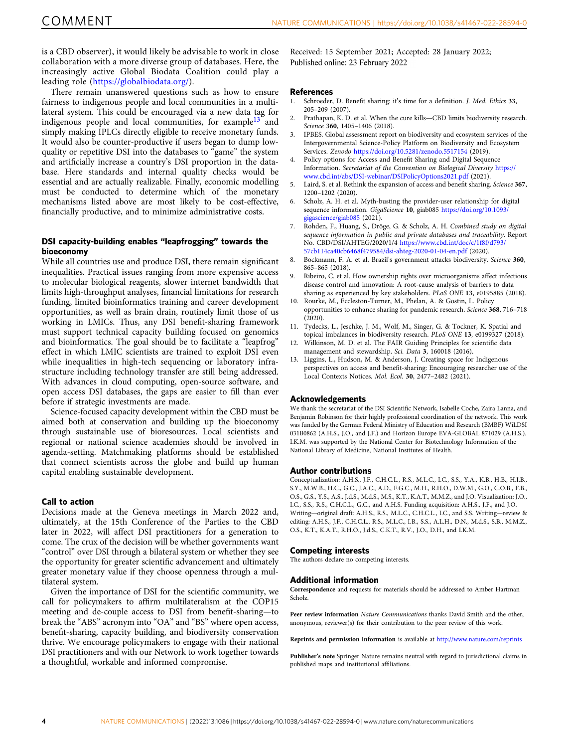is a CBD observer), it would likely be advisable to work in close collaboration with a more diverse group of databases. Here, the increasingly active Global Biodata Coalition could play a leading role (https://globalbiodata.org/).

There remain unanswered questions such as how to ensure fairness to indigenous people and local communities in a multilateral system. This could be encouraged via a new data tag for indigenous people and local communities, for example[13] and simply making IPLCs directly eligible to receive monetary funds. It would also be counter-productive if users began to dump low-quality or repetitive DSI into the databases to "game" the system and artificially increase a country's DSI proportion in the database. Here standards and internal quality checks would be essential and are actually realizable. Finally, economic modelling must be conducted to determine which of the monetary mechanisms listed above are most likely to be cost-effective, financially productive, and to minimize administrative costs.

## DSI capacity-building enables "leapfrogging" towards the bioeconomy

While all countries use and produce DSI, there remain significant inequalities. Practical issues ranging from more expensive access to molecular biological reagents, slower internet bandwidth that limits high-throughput analyses, financial limitations for research funding, limited bioinformatics training and career development opportunities, as well as brain drain, routinely limit those of us working in LMICs. Thus, any DSI benefit-sharing framework must support technical capacity building focused on genomics and bioinformatics. The goal should be to facilitate a "leapfrog" effect in which LMIC scientists are trained to exploit DSI even while inequalities in high-tech sequencing or laboratory infrastructure including technology transfer are still being addressed. With advances in cloud computing, open-source software, and open access DSI databases, the gaps are easier to fill than ever before if strategic investments are made.

Science-focused capacity development within the CBD must be aimed both at conservation and building up the bioeconomy through sustainable use of bioresources. Local scientists and regional or national science academies should be involved in agenda-setting. Matchmaking platforms should be established that connect scientists across the globe and build up human capital enabling sustainable development.

## Call to action

Decisions made at the Geneva meetings in March 2022 and, ultimately, at the 15th Conference of the Parties to the CBD later in 2022, will affect DSI practitioners for a generation to come. The crux of the decision will be whether governments want "control" over DSI through a bilateral system or whether they see the opportunity for greater scientific advancement and ultimately greater monetary value if they choose openness through a multilateral system.

Given the importance of DSI for the scientific community, we call for policymakers to affirm multilateralism at the COP15 meeting and de-couple access to DSI from benefit-sharing—to break the "ABS" acronym into "OA" and "BS" where open access, benefit-sharing, capacity building, and biodiversity conservation thrive. We encourage policymakers to engage with their national DSI practitioners and with our Network to work together towards a thoughtful, workable and informed compromise.

Received: 15 September 2021; Accepted: 28 January 2022;
Published online: 23 February 2022

## References

1. Schroeder, D. Benefit sharing: it's time for a definition. *J. Med. Ethics* **33**, 205–209 (2007).
2. Prathapan, K. D. et al. When the cure kills—CBD limits biodiversity research. *Science* **360**, 1405–1406 (2018).
3. IPBES. Global assessment report on biodiversity and ecosystem services of the Intergovernmental Science-Policy Platform on Biodiversity and Ecosystem Services. *Zenodo* https://doi.org/10.5281/zenodo.5517154 (2019).
4. Policy options for Access and Benefit Sharing and Digital Sequence Information. *Secretariat of the Convention on Biological Diversity* https://www.cbd.int/abs/DSI-webinar/DSIPolicyOptions2021.pdf (2021).
5. Laird, S. et al. Rethink the expansion of access and benefit sharing. *Science* **367**, 1200–1202 (2020).
6. Scholz, A. H. et al. Myth-busting the provider-user relationship for digital sequence information. *GigaScience* **10**, giab085 https://doi.org/10.1093/gigascience/giab085 (2021).
7. Rohden, F., Huang, S., Dröge, G. & Scholz, A. H. *Combined study on digital sequence information in public and private databases and traceability*. Report No. CBD/DSI/AHTEG/2020/1/4 https://www.cbd.int/doc/c/1f8f/d793/57cb114ca40cb6468f479584/dsi-ahteg-2020-01-04-en.pdf (2020).
8. Bockmann, F. A. et al. Brazil's government attacks biodiversity. *Science* **360**, 865–865 (2018).
9. Ribeiro, C. et al. How ownership rights over microorganisms affect infectious disease control and innovation: A root-cause analysis of barriers to data sharing as experienced by key stakeholders. *PLoS ONE* **13**, e0195885 (2018).
10. Rourke, M., Eccleston-Turner, M., Phelan, A. & Gostin, L. Policy opportunities to enhance sharing for pandemic research. *Science* **368**, 716–718 (2020).
11. Tydecks, L., Jeschke, J. M., Wolf, M., Singer, G. & Tockner, K. Spatial and topical imbalances in biodiversity research. *PLoS ONE* **13**, e0199327 (2018).
12. Wilkinson, M. D. et al. The FAIR Guiding Principles for scientific data management and stewardship. *Sci. Data* **3**, 160018 (2016).
13. Liggins, L., Hudson, M. & Anderson, J. Creating space for Indigenous perspectives on access and benefit-sharing: Encouraging researcher use of the Local Contexts Notices. *Mol. Ecol.* **30**, 2477–2482 (2021).

## Acknowledgements

We thank the secretariat of the DSI Scientific Network, Isabelle Coche, Zaira Lanna, and Benjamin Robinson for their highly professional coordination of the network. This work was funded by the German Federal Ministry of Education and Research (BMBF) WiLDSI 031B0862 (A.H.S., J.O., and J.F.) and Horizon Europe EVA-GLOBAL 871029 (A.H.S.). I.K.M. was supported by the National Center for Biotechnology Information of the National Library of Medicine, National Institutes of Health.

## Author contributions

Conceptualization: A.H.S., J.F., C.H.C.L., R.S., M.L.C., I.C., S.S., Y.A., K.B., H.B., H.I.B., S.Y., M.W.B., H.C., G.C., J.A.C., A.D., F.G.C., M.H., R.H.O., D.W.M., G.O., C.O.B., F.B., O.S., G.S., Y.S., A.S., J.d.S., M.d.S., M.S., K.T., K.A.T., M.M.Z., and J.O. Visualization: J.O., I.C., S.S., R.S., C.H.C.L., G.C., and A.H.S. Funding acquisition: A.H.S., J.F., and J.O. Writing—original draft: A.H.S., R.S., M.L.C., C.H.C.L., I.C., and S.S. Writing—review & editing: A.H.S., J.F., C.H.C.L., R.S., M.L.C., I.B., S.S., A.L.H., D.N., M.d.S., S.B., M.M.Z., O.S., K.T., K.A.T., R.H.O., J.d.S., C.K.T., R.V., J.O., D.H., and I.K.M.

## Competing interests

The authors declare no competing interests.

## Additional information

**Correspondence** and requests for materials should be addressed to Amber Hartman Scholz.

**Peer review information** *Nature Communications* thanks David Smith and the other, anonymous, reviewer(s) for their contribution to the peer review of this work.

**Reprints and permission information** is available at http://www.nature.com/reprints

**Publisher's note** Springer Nature remains neutral with regard to jurisdictional claims in published maps and institutional affiliations.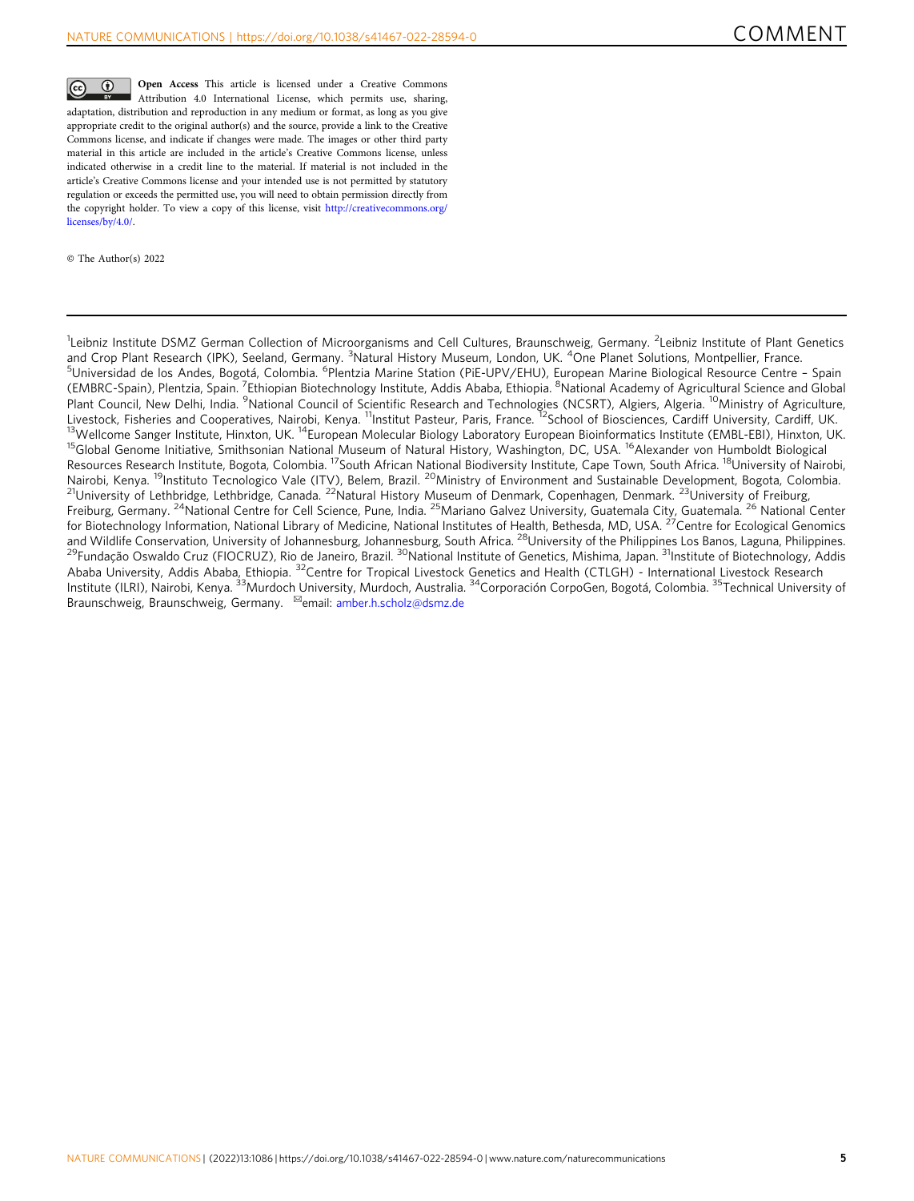**Open Access** This article is licensed under a Creative Commons Attribution 4.0 International License, which permits use, sharing, adaptation, distribution and reproduction in any medium or format, as long as you give appropriate credit to the original author(s) and the source, provide a link to the Creative Commons license, and indicate if changes were made. The images or other third party material in this article are included in the article's Creative Commons license, unless indicated otherwise in a credit line to the material. If material is not included in the article's Creative Commons license and your intended use is not permitted by statutory regulation or exceeds the permitted use, you will need to obtain permission directly from the copyright holder. To view a copy of this license, visit http://creativecommons.org/licenses/by/4.0/.

© The Author(s) 2022

---

[1]Leibniz Institute DSMZ German Collection of Microorganisms and Cell Cultures, Braunschweig, Germany. [2]Leibniz Institute of Plant Genetics and Crop Plant Research (IPK), Seeland, Germany. [3]Natural History Museum, London, UK. [4]One Planet Solutions, Montpellier, France. [5]Universidad de los Andes, Bogotá, Colombia. [6]Plentzia Marine Station (PiE-UPV/EHU), European Marine Biological Resource Centre – Spain (EMBRC-Spain), Plentzia, Spain. [7]Ethiopian Biotechnology Institute, Addis Ababa, Ethiopia. [8]National Academy of Agricultural Science and Global Plant Council, New Delhi, India. [9]National Council of Scientific Research and Technologies (NCSRT), Algiers, Algeria. [10]Ministry of Agriculture, Livestock, Fisheries and Cooperatives, Nairobi, Kenya. [11]Institut Pasteur, Paris, France. [12]School of Biosciences, Cardiff University, Cardiff, UK. [13]Wellcome Sanger Institute, Hinxton, UK. [14]European Molecular Biology Laboratory European Bioinformatics Institute (EMBL-EBI), Hinxton, UK. [15]Global Genome Initiative, Smithsonian National Museum of Natural History, Washington, DC, USA. [16]Alexander von Humboldt Biological Resources Research Institute, Bogota, Colombia. [17]South African National Biodiversity Institute, Cape Town, South Africa. [18]University of Nairobi, Nairobi, Kenya. [19]Instituto Tecnologico Vale (ITV), Belem, Brazil. [20]Ministry of Environment and Sustainable Development, Bogota, Colombia. [21]University of Lethbridge, Lethbridge, Canada. [22]Natural History Museum of Denmark, Copenhagen, Denmark. [23]University of Freiburg, Freiburg, Germany. [24]National Centre for Cell Science, Pune, India. [25]Mariano Galvez University, Guatemala City, Guatemala. [26] National Center for Biotechnology Information, National Library of Medicine, National Institutes of Health, Bethesda, MD, USA. [27]Centre for Ecological Genomics and Wildlife Conservation, University of Johannesburg, Johannesburg, South Africa. [28]University of the Philippines Los Banos, Laguna, Philippines. [29]Fundação Oswaldo Cruz (FIOCRUZ), Rio de Janeiro, Brazil. [30]National Institute of Genetics, Mishima, Japan. [31]Institute of Biotechnology, Addis Ababa University, Addis Ababa, Ethiopia. [32]Centre for Tropical Livestock Genetics and Health (CTLGH) - International Livestock Research Institute (ILRI), Nairobi, Kenya. [33]Murdoch University, Murdoch, Australia. [34]Corporación CorpoGen, Bogotá, Colombia. [35]Technical University of Braunschweig, Braunschweig, Germany. ✉email: amber.h.scholz@dsmz.de